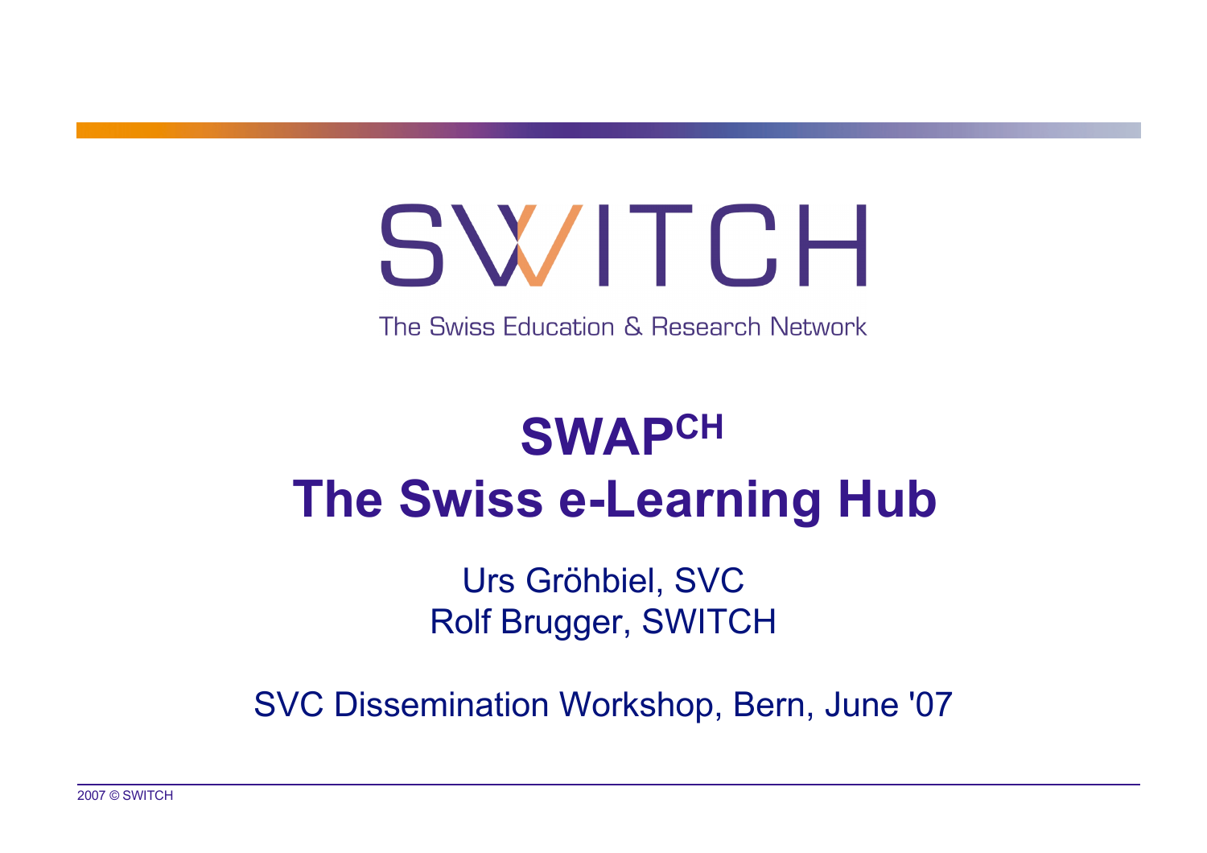SWITCH

The Swiss Education & Research Network

# SWAP$^{CH}$
# The Swiss e-Learning Hub

Urs Gröhbiel, SVC
Rolf Brugger, SWITCH

SVC Dissemination Workshop, Bern, June '07

2007 © SWITCH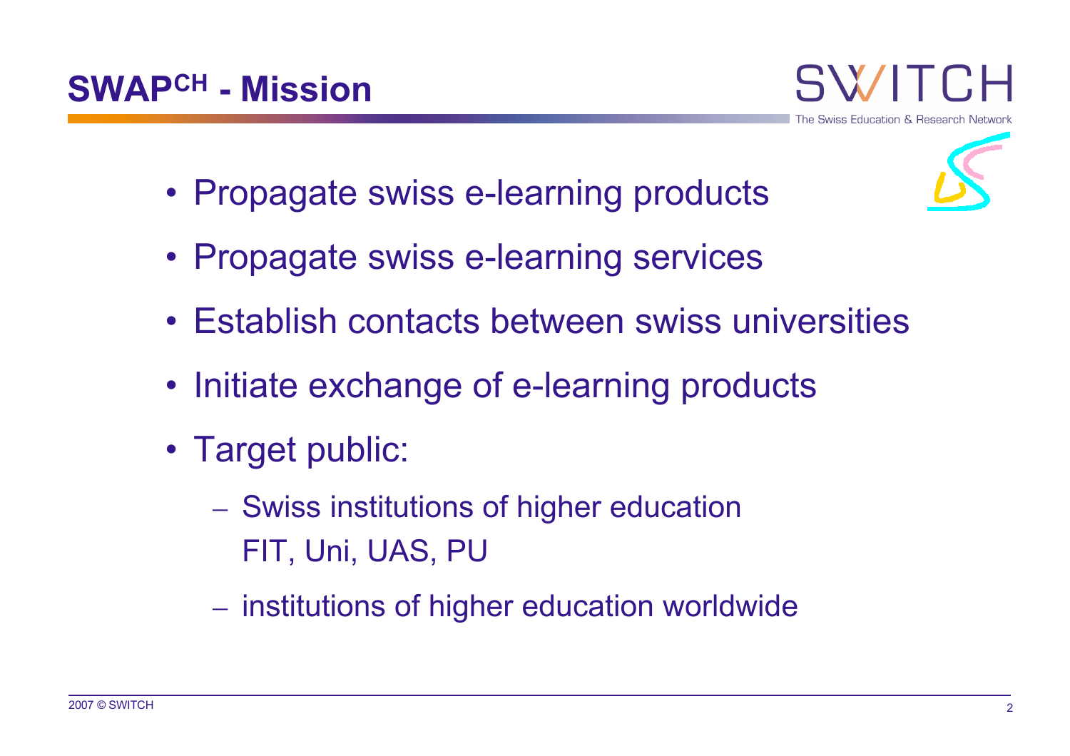# SWAP^CH - Mission

- Propagate swiss e-learning products
- Propagate swiss e-learning services
- Establish contacts between swiss universities
- Initiate exchange of e-learning products
- Target public:
  - Swiss institutions of higher education
    FIT, Uni, UAS, PU
  - institutions of higher education worldwide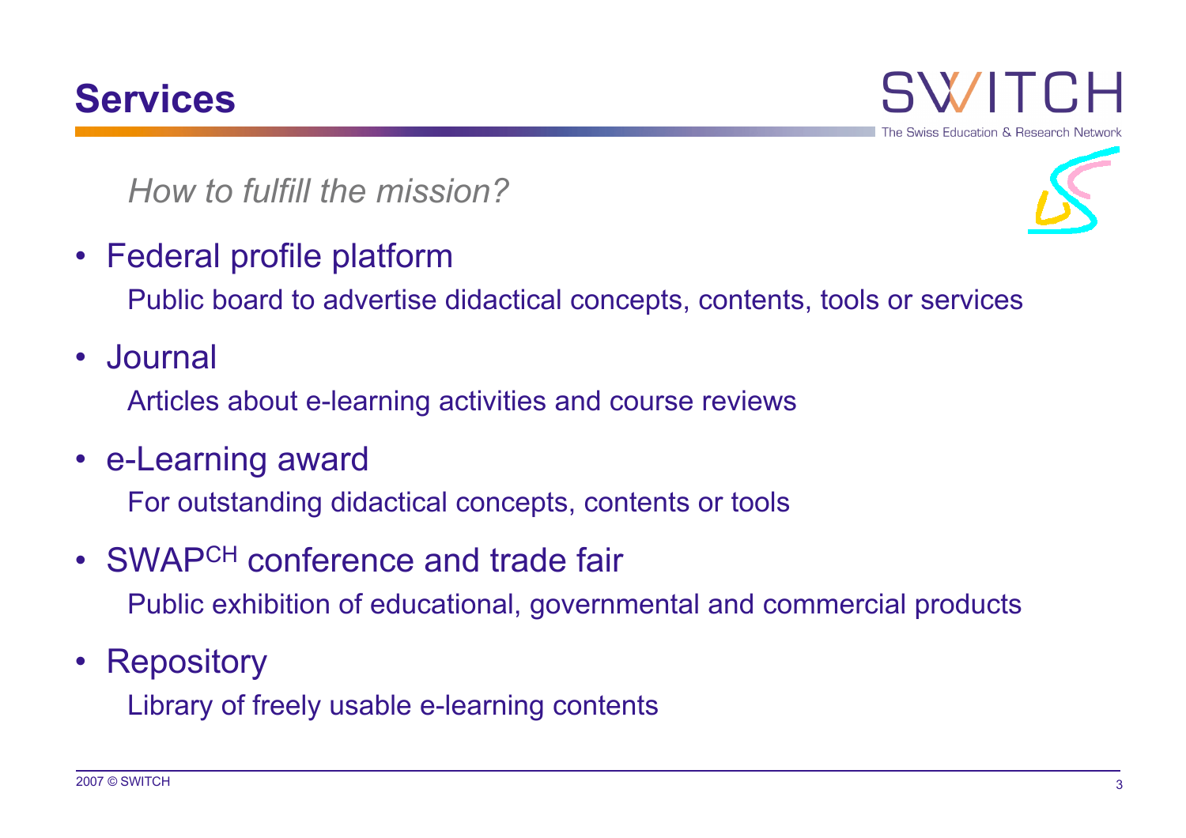# Services

*How to fulfill the mission?*

- Federal profile platform
  Public board to advertise didactical concepts, contents, tools or services
- Journal
  Articles about e-learning activities and course reviews
- e-Learning award
  For outstanding didactical concepts, contents or tools
- SWAP$^{CH}$ conference and trade fair
  Public exhibition of educational, governmental and commercial products
- Repository
  Library of freely usable e-learning contents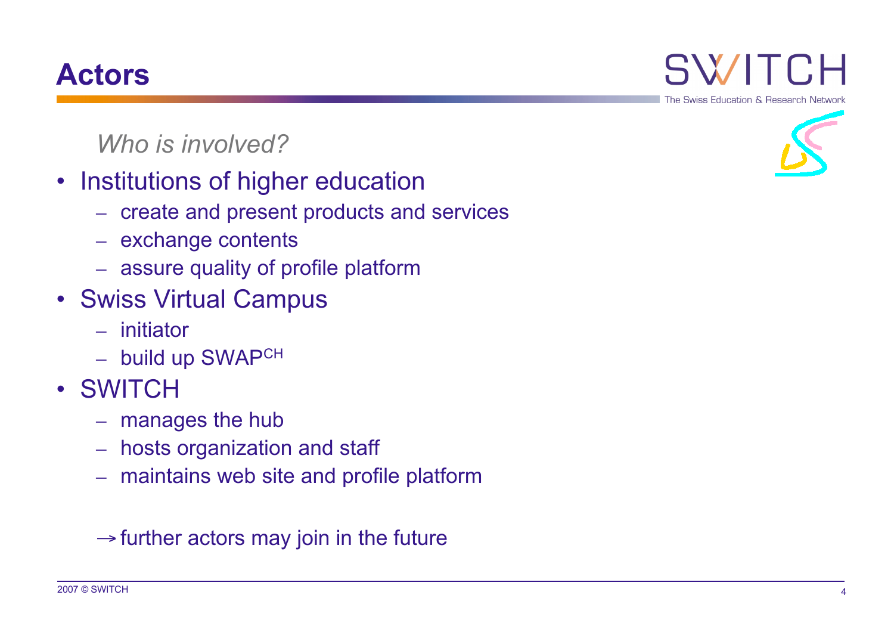# Actors

*Who is involved?*

- Institutions of higher education
  - create and present products and services
  - exchange contents
  - assure quality of profile platform
- Swiss Virtual Campus
  - initiator
  - build up SWAP$^{CH}$
- SWITCH
  - manages the hub
  - hosts organization and staff
  - maintains web site and profile platform

→ further actors may join in the future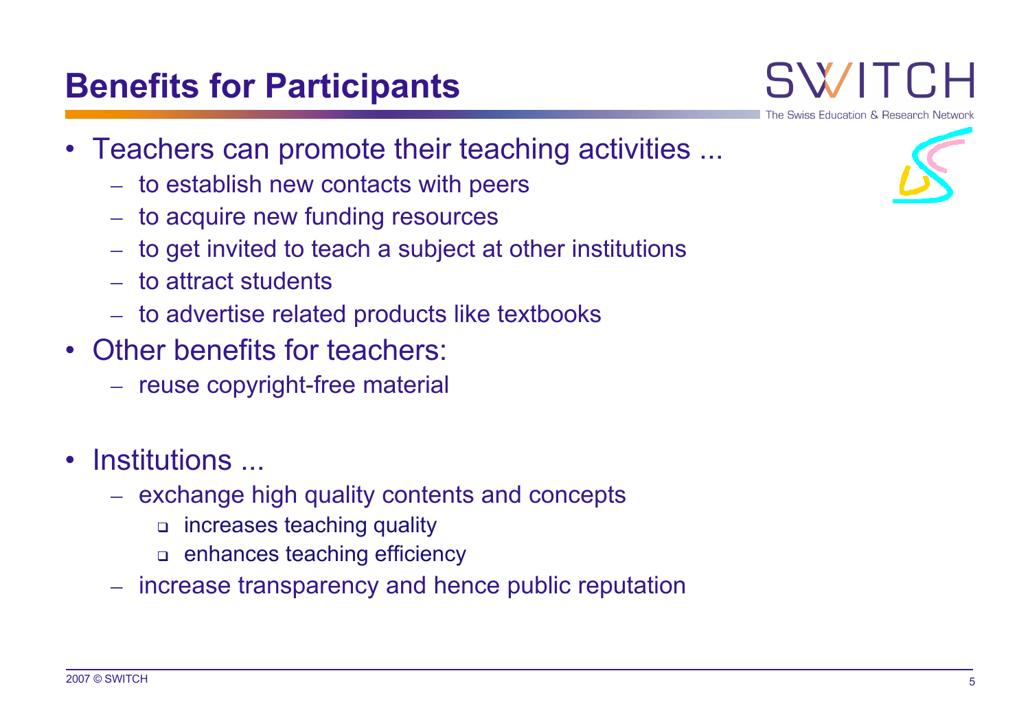# Benefits for Participants

- Teachers can promote their teaching activities ...
  - to establish new contacts with peers
  - to acquire new funding resources
  - to get invited to teach a subject at other institutions
  - to attract students
  - to advertise related products like textbooks
- Other benefits for teachers:
  - reuse copyright-free material
- Institutions ...
  - exchange high quality contents and concepts
    - increases teaching quality
    - enhances teaching efficiency
  - increase transparency and hence public reputation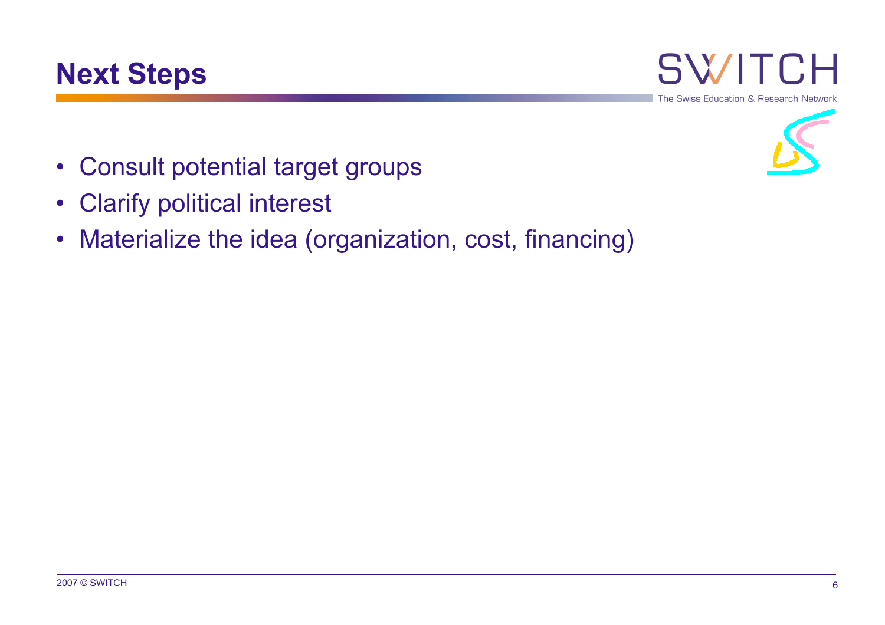# Next Steps

- Consult potential target groups
- Clarify political interest
- Materialize the idea (organization, cost, financing)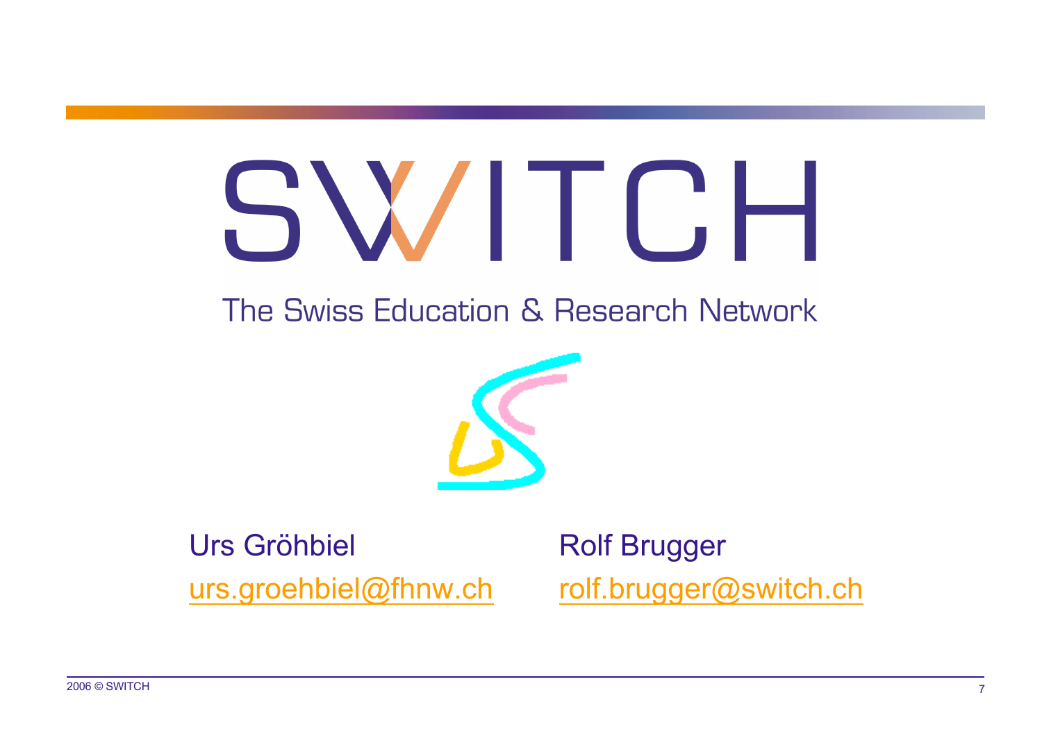# SWITCH

The Swiss Education & Research Network

Urs Gröhbiel
urs.groehbiel@fhnw.ch

Rolf Brugger
rolf.brugger@switch.ch

2006 © SWITCH